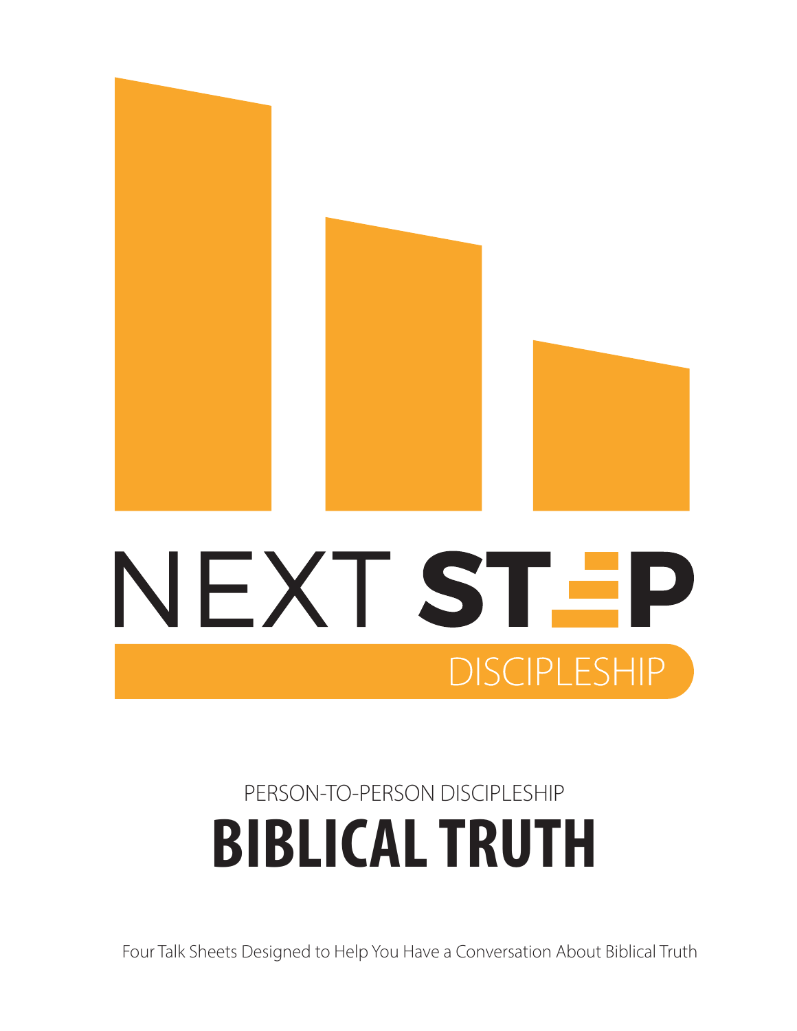# NEXT STEP

DISCIPLESHIP

PERSON-TO-PERSON DISCIPLESHIP

# BIBLICAL TRUTH

Four Talk Sheets Designed to Help You Have a Conversation About Biblical Truth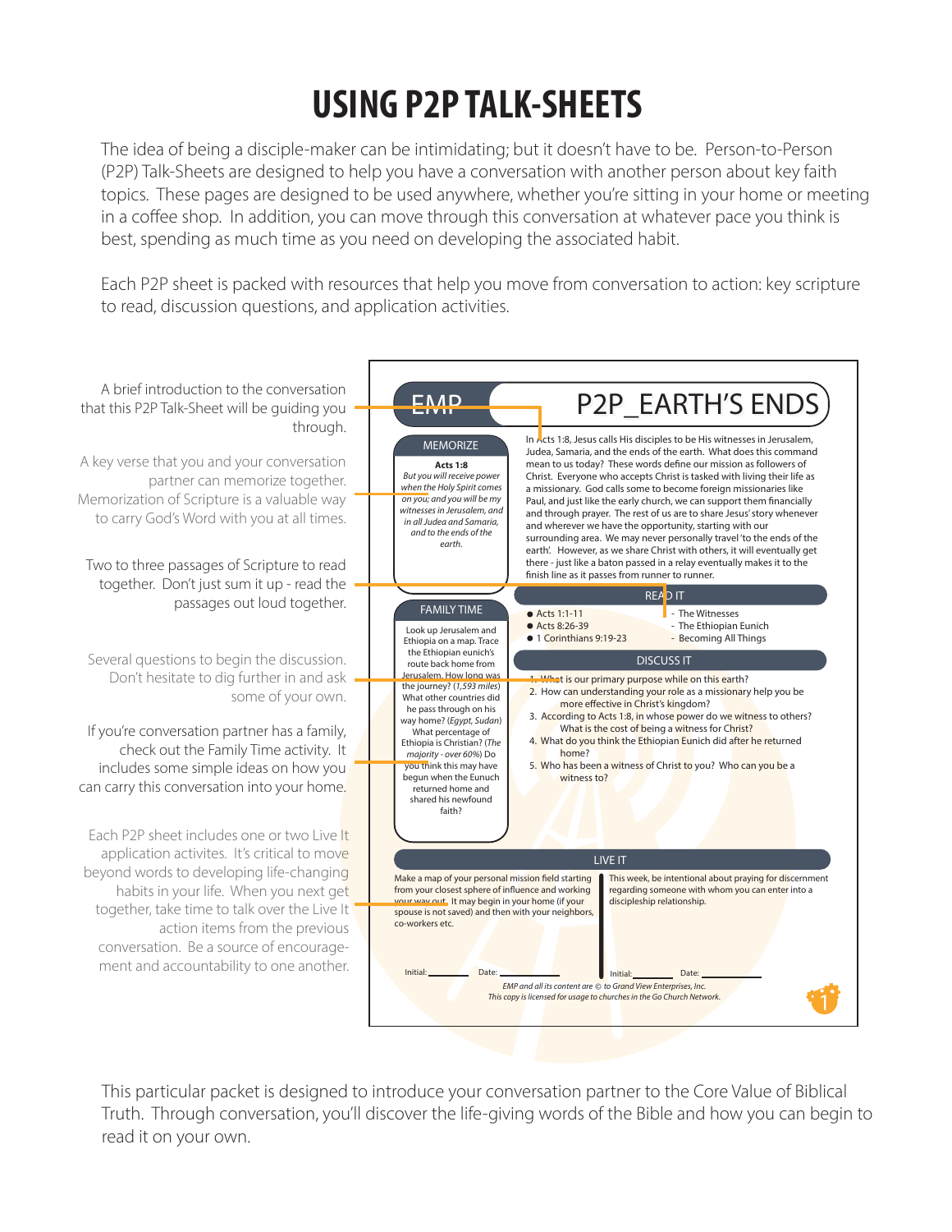# USING P2P TALK-SHEETS

The idea of being a disciple-maker can be intimidating; but it doesn't have to be. Person-to-Person (P2P) Talk-Sheets are designed to help you have a conversation with another person about key faith topics. These pages are designed to be used anywhere, whether you're sitting in your home or meeting in a coffee shop. In addition, you can move through this conversation at whatever pace you think is best, spending as much time as you need on developing the associated habit.

Each P2P sheet is packed with resources that help you move from conversation to action: key scripture to read, discussion questions, and application activities.

A brief introduction to the conversation that this P2P Talk-Sheet will be guiding you through.

A key verse that you and your conversation partner can memorize together. Memorization of Scripture is a valuable way to carry God's Word with you at all times.

Two to three passages of Scripture to read together. Don't just sum it up - read the passages out loud together.

Several questions to begin the discussion. Don't hesitate to dig further in and ask some of your own.

If you're conversation partner has a family, check out the Family Time activity. It includes some simple ideas on how you can carry this conversation into your home.

Each P2P sheet includes one or two Live It application activites. It's critical to move beyond words to developing life-changing habits in your life. When you next get together, take time to talk over the Live It action items from the previous conversation. Be a source of encouragement and accountability to one another.

---

**EMP** | **P2P_EARTH'S ENDS**

In Acts 1:8, Jesus calls His disciples to be His witnesses in Jerusalem, Judea, Samaria, and the ends of the earth. What does this command mean to us today? These words define our mission as followers of Christ. Everyone who accepts Christ is tasked with living their life as a missionary. God calls some to become foreign missionaries like Paul, and just like the early church, we can support them financially and through prayer. The rest of us are to share Jesus' story whenever and wherever we have the opportunity, starting with our surrounding area. We may never personally travel 'to the ends of the earth'. However, as we share Christ with others, it will eventually get there - just like a baton passed in a relay eventually makes it to the finish line as it passes from runner to runner.

**MEMORIZE**

**Acts 1:8**
*But you will receive power when the Holy Spirit comes on you; and you will be my witnesses in Jerusalem, and in all Judea and Samaria, and to the ends of the earth.*

**READ IT**

- Acts 1:1-11 - The Witnesses
- Acts 8:26-39 - The Ethiopian Eunich
- 1 Corinthians 9:19-23 - Becoming All Things

**FAMILY TIME**

Look up Jerusalem and Ethiopia on a map. Trace the Ethiopian eunich's route back home from Jerusalem. How long was the journey? (*1,593 miles*) What other countries did he pass through on his way home? (*Egypt, Sudan*) What percentage of Ethiopia is Christian? (*The majority - over 60%*) Do you think this may have begun when the Eunuch returned home and shared his newfound faith?

**DISCUSS IT**

1. What is our primary purpose while on this earth?
2. How can understanding your role as a missionary help you be more effective in Christ's kingdom?
3. According to Acts 1:8, in whose power do we witness to others? What is the cost of being a witness for Christ?
4. What do you think the Ethiopian Eunich did after he returned home?
5. Who has been a witness of Christ to you? Who can you be a witness to?

**LIVE IT**

Make a map of your personal mission field starting from your closest sphere of influence and working your way out. It may begin in your home (if your spouse is not saved) and then with your neighbors, co-workers etc.

Initial: ________ Date: ________

This week, be intentional about praying for discernment regarding someone with whom you can enter into a discipleship relationship.

Initial: ________ Date: ________

*EMP and all its content are © to Grand View Enterprises, Inc.*
*This copy is licensed for usage to churches in the Go Church Network.*

---

This particular packet is designed to introduce your conversation partner to the Core Value of Biblical Truth. Through conversation, you'll discover the life-giving words of the Bible and how you can begin to read it on your own.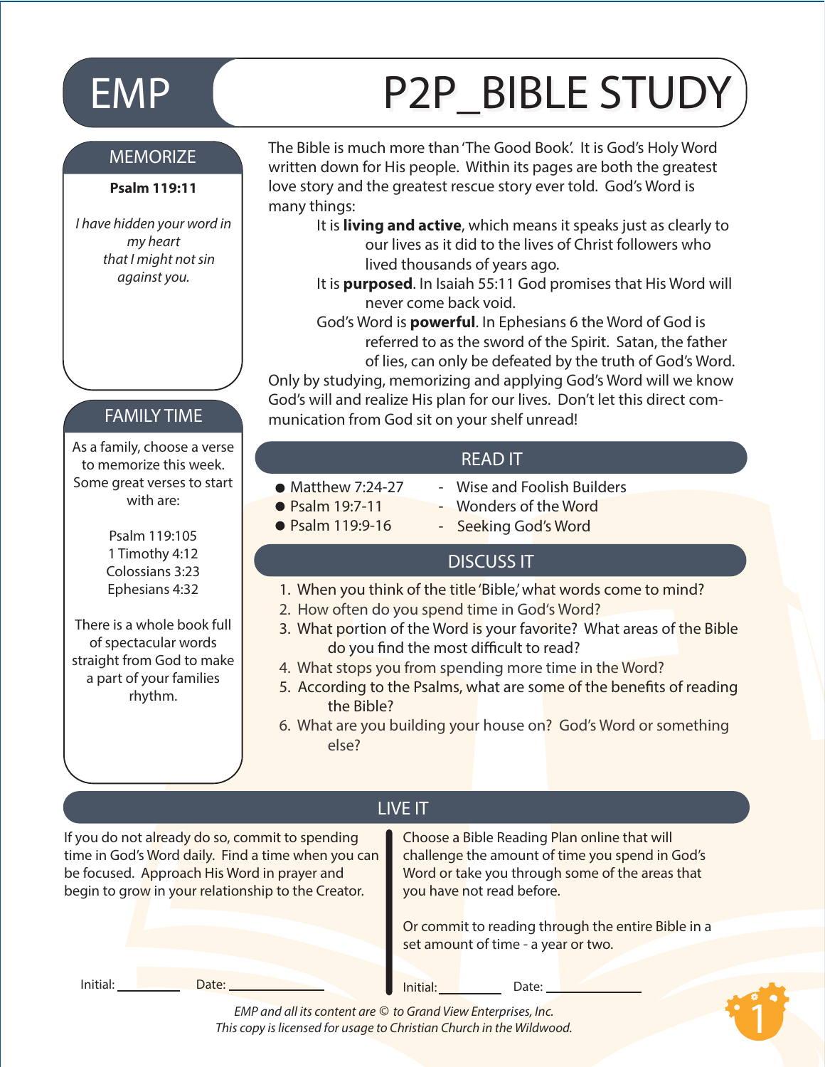# EMP P2P_BIBLE STUDY

## MEMORIZE

**Psalm 119:11**

*I have hidden your word in my heart that I might not sin against you.*

## FAMILY TIME

As a family, choose a verse to memorize this week. Some great verses to start with are:

Psalm 119:105
1 Timothy 4:12
Colossians 3:23
Ephesians 4:32

There is a whole book full of spectacular words straight from God to make a part of your families rhythm.

The Bible is much more than 'The Good Book'. It is God's Holy Word written down for His people. Within its pages are both the greatest love story and the greatest rescue story ever told. God's Word is many things:

It is **living and active**, which means it speaks just as clearly to our lives as it did to the lives of Christ followers who lived thousands of years ago.

It is **purposed**. In Isaiah 55:11 God promises that His Word will never come back void.

God's Word is **powerful**. In Ephesians 6 the Word of God is referred to as the sword of the Spirit. Satan, the father of lies, can only be defeated by the truth of God's Word.

Only by studying, memorizing and applying God's Word will we know God's will and realize His plan for our lives. Don't let this direct communication from God sit on your shelf unread!

## READ IT

- Matthew 7:24-27 - Wise and Foolish Builders
- Psalm 19:7-11 - Wonders of the Word
- Psalm 119:9-16 - Seeking God's Word

## DISCUSS IT

1. When you think of the title 'Bible,' what words come to mind?
2. How often do you spend time in God's Word?
3. What portion of the Word is your favorite? What areas of the Bible do you find the most difficult to read?
4. What stops you from spending more time in the Word?
5. According to the Psalms, what are some of the benefits of reading the Bible?
6. What are you building your house on? God's Word or something else?

## LIVE IT

If you do not already do so, commit to spending time in God's Word daily. Find a time when you can be focused. Approach His Word in prayer and begin to grow in your relationship to the Creator.

Initial: __________ Date: ______________

Choose a Bible Reading Plan online that will challenge the amount of time you spend in God's Word or take you through some of the areas that you have not read before.

Or commit to reading through the entire Bible in a set amount of time - a year or two.

Initial: __________ Date: ______________

*EMP and all its content are © to Grand View Enterprises, Inc.*
*This copy is licensed for usage to Christian Church in the Wildwood.*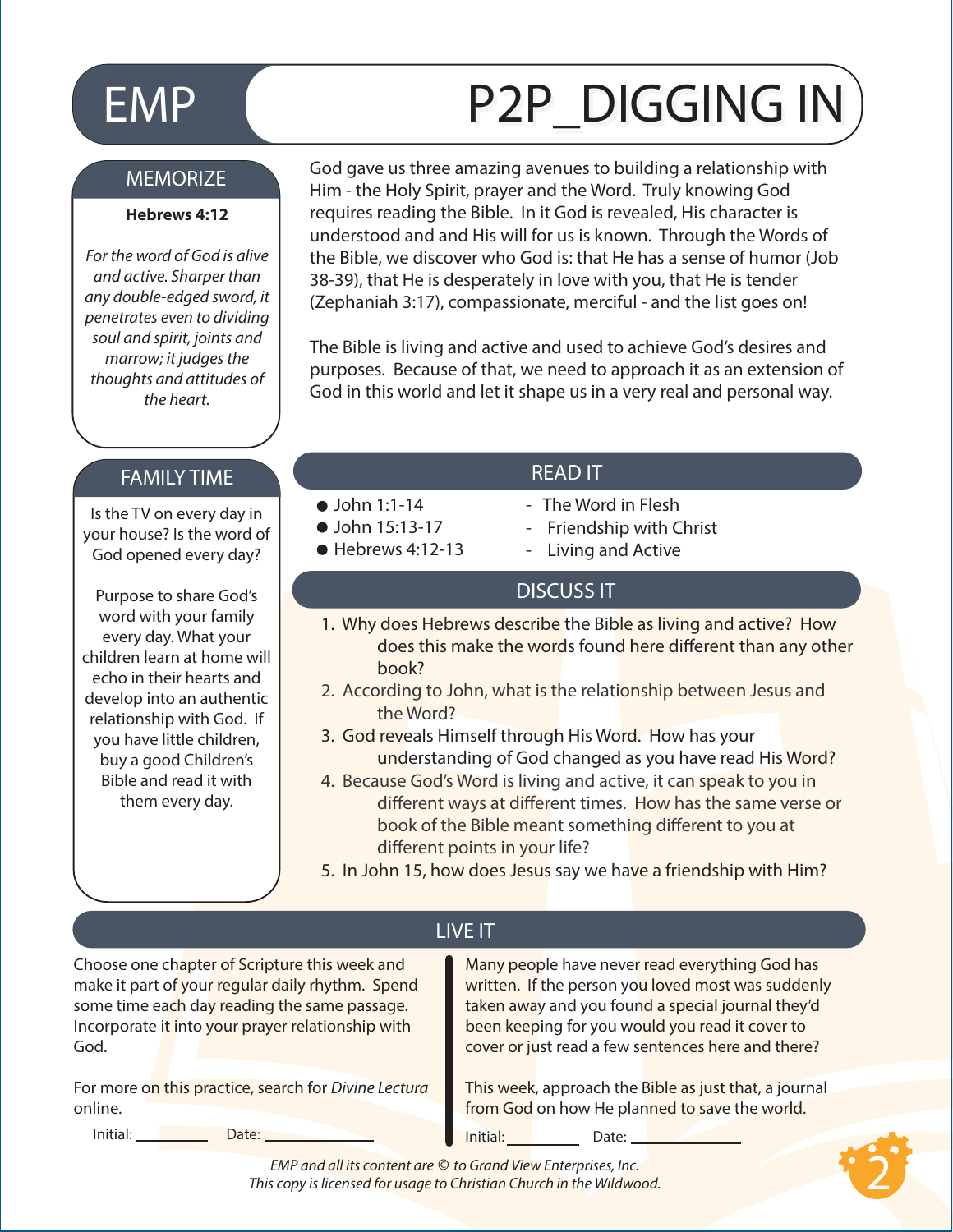# EMP P2P_DIGGING IN

## MEMORIZE

**Hebrews 4:12**

*For the word of God is alive and active. Sharper than any double-edged sword, it penetrates even to dividing soul and spirit, joints and marrow; it judges the thoughts and attitudes of the heart.*

God gave us three amazing avenues to building a relationship with Him - the Holy Spirit, prayer and the Word. Truly knowing God requires reading the Bible. In it God is revealed, His character is understood and His will for us is known. Through the Words of the Bible, we discover who God is: that He has a sense of humor (Job 38-39), that He is desperately in love with you, that He is tender (Zephaniah 3:17), compassionate, merciful - and the list goes on!

The Bible is living and active and used to achieve God's desires and purposes. Because of that, we need to approach it as an extension of God in this world and let it shape us in a very real and personal way.

## FAMILY TIME

Is the TV on every day in your house? Is the word of God opened every day?

Purpose to share God's word with your family every day. What your children learn at home will echo in their hearts and develop into an authentic relationship with God. If you have little children, buy a good Children's Bible and read it with them every day.

## READ IT

- John 1:1-14 - The Word in Flesh
- John 15:13-17 - Friendship with Christ
- Hebrews 4:12-13 - Living and Active

## DISCUSS IT

1. Why does Hebrews describe the Bible as living and active? How does this make the words found here different than any other book?
2. According to John, what is the relationship between Jesus and the Word?
3. God reveals Himself through His Word. How has your understanding of God changed as you have read His Word?
4. Because God's Word is living and active, it can speak to you in different ways at different times. How has the same verse or book of the Bible meant something different to you at different points in your life?
5. In John 15, how does Jesus say we have a friendship with Him?

## LIVE IT

Choose one chapter of Scripture this week and make it part of your regular daily rhythm. Spend some time each day reading the same passage. Incorporate it into your prayer relationship with God.

For more on this practice, search for *Divine Lectura* online.

Initial: ________ Date: ____________

Many people have never read everything God has written. If the person you loved most was suddenly taken away and you found a special journal they'd been keeping for you would you read it cover to cover or just read a few sentences here and there?

This week, approach the Bible as just that, a journal from God on how He planned to save the world.

Initial: ________ Date: ____________

*EMP and all its content are © to Grand View Enterprises, Inc.*
*This copy is licensed for usage to Christian Church in the Wildwood.*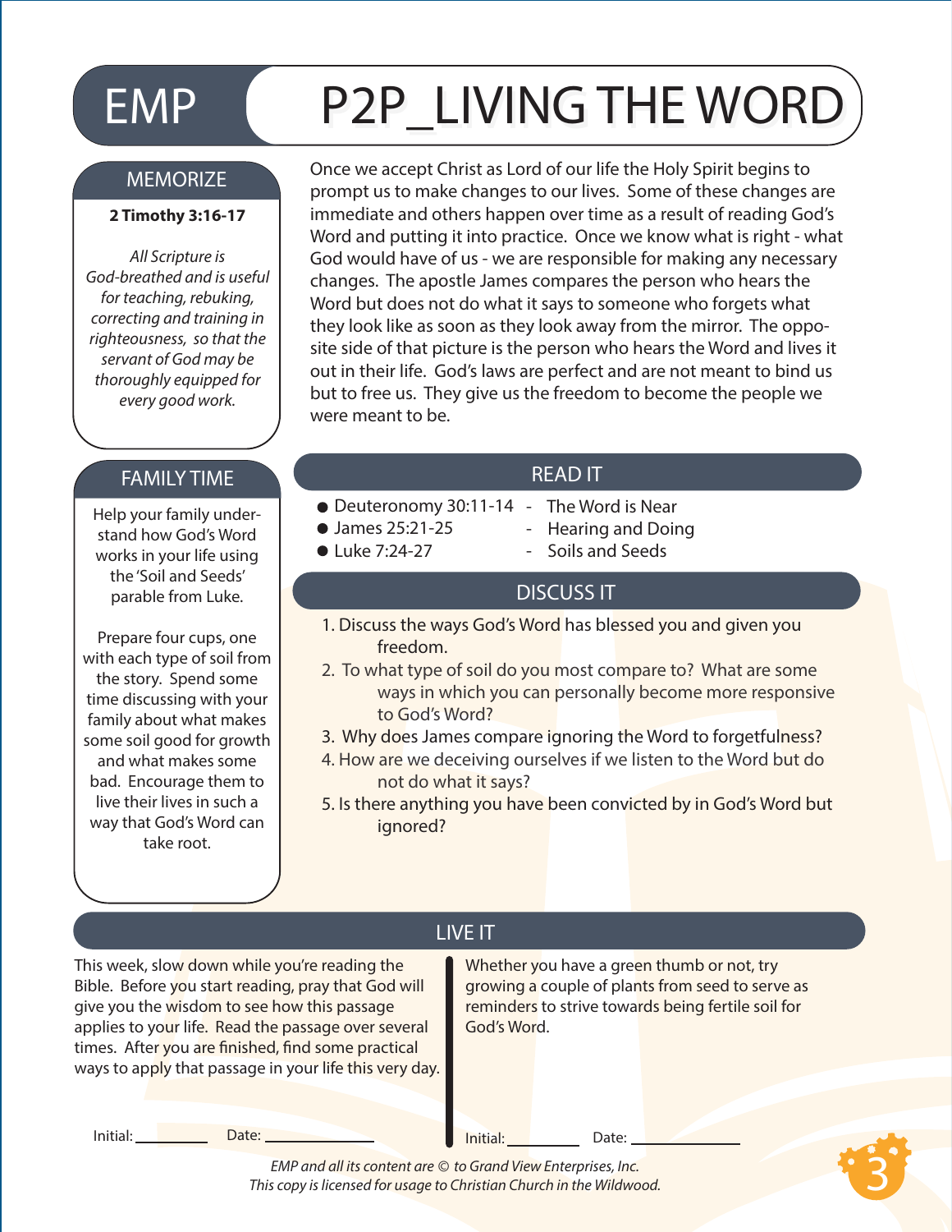# EMP P2P_LIVING THE WORD

## MEMORIZE

**2 Timothy 3:16-17**

*All Scripture is God-breathed and is useful for teaching, rebuking, correcting and training in righteousness, so that the servant of God may be thoroughly equipped for every good work.*

Once we accept Christ as Lord of our life the Holy Spirit begins to prompt us to make changes to our lives. Some of these changes are immediate and others happen over time as a result of reading God's Word and putting it into practice. Once we know what is right - what God would have of us - we are responsible for making any necessary changes. The apostle James compares the person who hears the Word but does not do what it says to someone who forgets what they look like as soon as they look away from the mirror. The opposite side of that picture is the person who hears the Word and lives it out in their life. God's laws are perfect and are not meant to bind us but to free us. They give us the freedom to become the people we were meant to be.

## FAMILY TIME

Help your family understand how God's Word works in your life using the 'Soil and Seeds' parable from Luke.

Prepare four cups, one with each type of soil from the story. Spend some time discussing with your family about what makes some soil good for growth and what makes some bad. Encourage them to live their lives in such a way that God's Word can take root.

## READ IT

- Deuteronomy 30:11-14 - The Word is Near
- James 25:21-25 - Hearing and Doing
- Luke 7:24-27 - Soils and Seeds

## DISCUSS IT

1. Discuss the ways God's Word has blessed you and given you freedom.
2. To what type of soil do you most compare to? What are some ways in which you can personally become more responsive to God's Word?
3. Why does James compare ignoring the Word to forgetfulness?
4. How are we deceiving ourselves if we listen to the Word but do not do what it says?
5. Is there anything you have been convicted by in God's Word but ignored?

## LIVE IT

This week, slow down while you're reading the Bible. Before you start reading, pray that God will give you the wisdom to see how this passage applies to your life. Read the passage over several times. After you are finished, find some practical ways to apply that passage in your life this very day.

Initial: ________ Date: ____________

Whether you have a green thumb or not, try growing a couple of plants from seed to serve as reminders to strive towards being fertile soil for God's Word.

Initial: ________ Date: ____________

*EMP and all its content are © to Grand View Enterprises, Inc.*
*This copy is licensed for usage to Christian Church in the Wildwood.*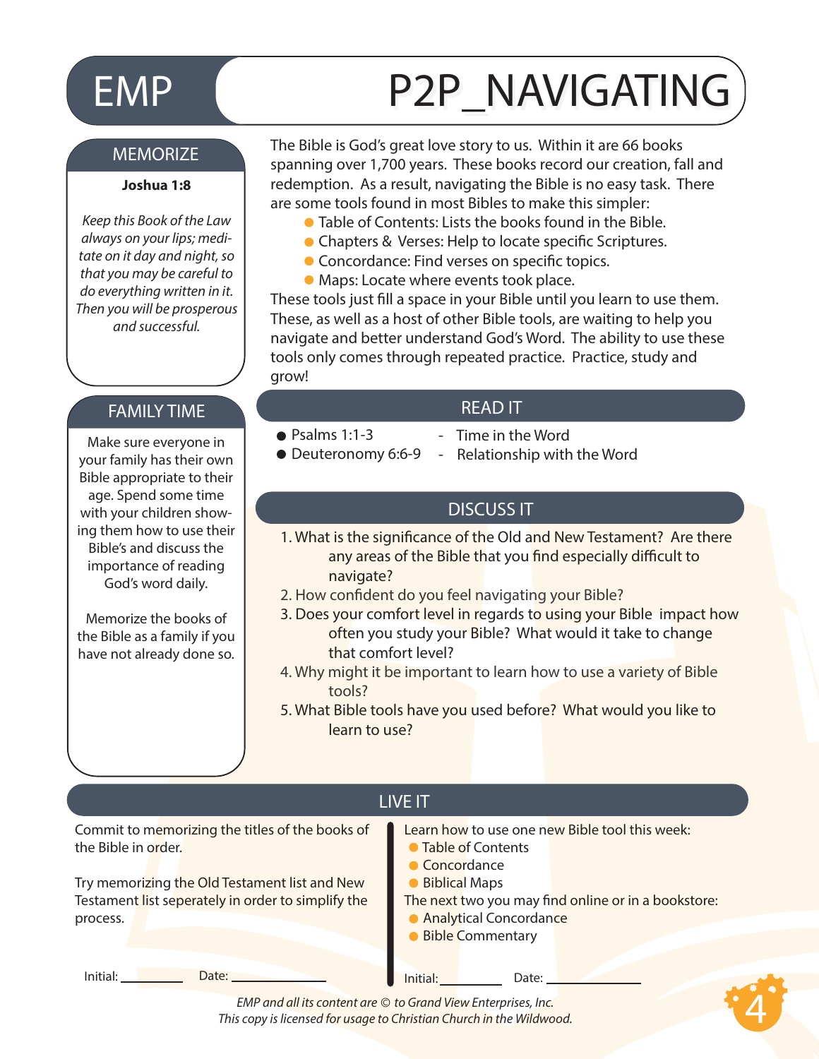# EMP P2P_NAVIGATING

## MEMORIZE

**Joshua 1:8**

*Keep this Book of the Law always on your lips; meditate on it day and night, so that you may be careful to do everything written in it. Then you will be prosperous and successful.*

## FAMILY TIME

Make sure everyone in your family has their own Bible appropriate to their age. Spend some time with your children showing them how to use their Bible's and discuss the importance of reading God's word daily.

Memorize the books of the Bible as a family if you have not already done so.

---

The Bible is God's great love story to us. Within it are 66 books spanning over 1,700 years. These books record our creation, fall and redemption. As a result, navigating the Bible is no easy task. There are some tools found in most Bibles to make this simpler:

- Table of Contents: Lists the books found in the Bible.
- Chapters & Verses: Help to locate specific Scriptures.
- Concordance: Find verses on specific topics.
- Maps: Locate where events took place.

These tools just fill a space in your Bible until you learn to use them. These, as well as a host of other Bible tools, are waiting to help you navigate and better understand God's Word. The ability to use these tools only comes through repeated practice. Practice, study and grow!

## READ IT

- Psalms 1:1-3 - Time in the Word
- Deuteronomy 6:6-9 - Relationship with the Word

## DISCUSS IT

1. What is the significance of the Old and New Testament? Are there any areas of the Bible that you find especially difficult to navigate?
2. How confident do you feel navigating your Bible?
3. Does your comfort level in regards to using your Bible impact how often you study your Bible? What would it take to change that comfort level?
4. Why might it be important to learn how to use a variety of Bible tools?
5. What Bible tools have you used before? What would you like to learn to use?

## LIVE IT

Commit to memorizing the titles of the books of the Bible in order.

Try memorizing the Old Testament list and New Testament list seperately in order to simplify the process.

Initial: ________ Date: ____________

Learn how to use one new Bible tool this week:

- Table of Contents
- Concordance
- Biblical Maps

The next two you may find online or in a bookstore:

- Analytical Concordance
- Bible Commentary

Initial: ________ Date: ____________

*EMP and all its content are © to Grand View Enterprises, Inc.*
*This copy is licensed for usage to Christian Church in the Wildwood.*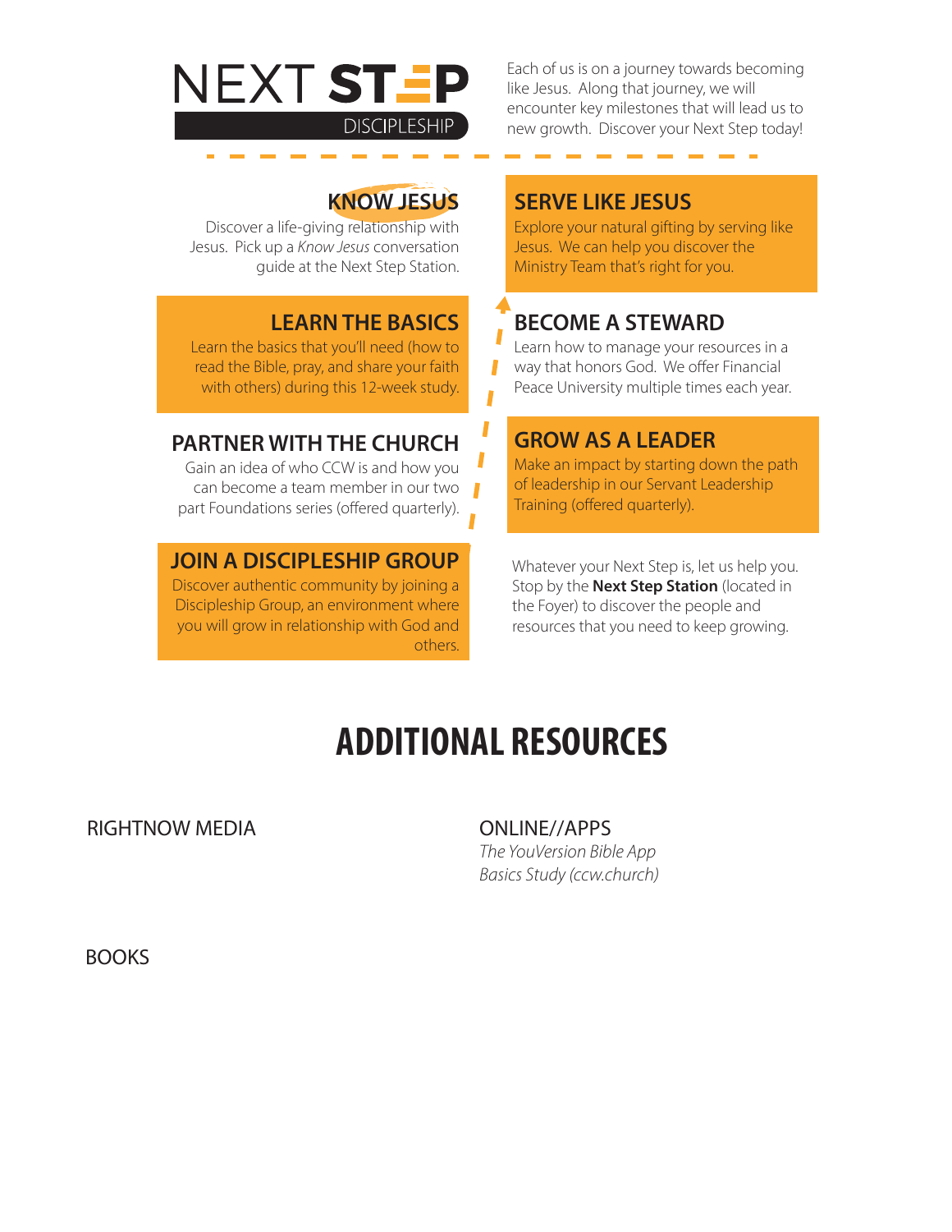# NEXT STEP

DISCIPLESHIP

Each of us is on a journey towards becoming like Jesus. Along that journey, we will encounter key milestones that will lead us to new growth. Discover your Next Step today!

## KNOW JESUS

Discover a life-giving relationship with Jesus. Pick up a *Know Jesus* conversation guide at the Next Step Station.

## LEARN THE BASICS

Learn the basics that you'll need (how to read the Bible, pray, and share your faith with others) during this 12-week study.

## PARTNER WITH THE CHURCH

Gain an idea of who CCW is and how you can become a team member in our two part Foundations series (offered quarterly).

## JOIN A DISCIPLESHIP GROUP

Discover authentic community by joining a Discipleship Group, an environment where you will grow in relationship with God and others.

## SERVE LIKE JESUS

Explore your natural gifting by serving like Jesus. We can help you discover the Ministry Team that's right for you.

## BECOME A STEWARD

Learn how to manage your resources in a way that honors God. We offer Financial Peace University multiple times each year.

## GROW AS A LEADER

Make an impact by starting down the path of leadership in our Servant Leadership Training (offered quarterly).

Whatever your Next Step is, let us help you. Stop by the **Next Step Station** (located in the Foyer) to discover the people and resources that you need to keep growing.

# ADDITIONAL RESOURCES

RIGHTNOW MEDIA

ONLINE//APPS

*The YouVersion Bible App*

*Basics Study (ccw.church)*

BOOKS